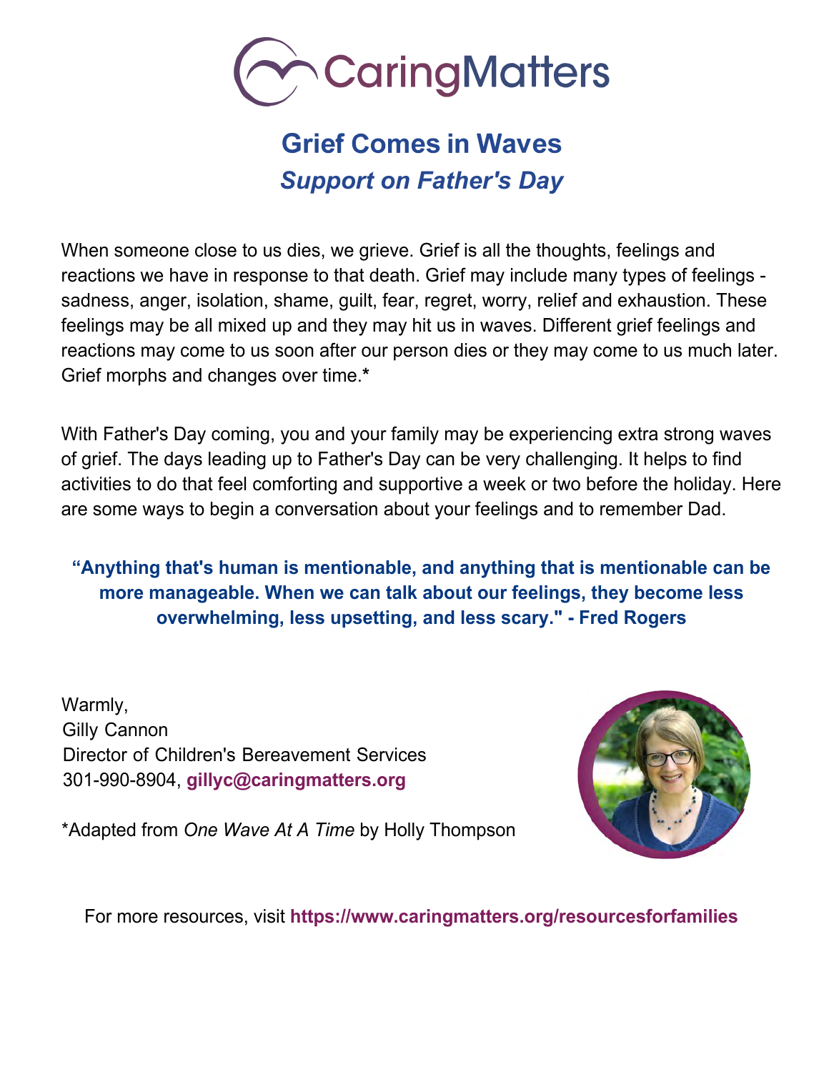CaringMatters

# Grief Comes in Waves

## *Support on Father's Day*

When someone close to us dies, we grieve. Grief is all the thoughts, feelings and reactions we have in response to that death. Grief may include many types of feelings - sadness, anger, isolation, shame, guilt, fear, regret, worry, relief and exhaustion. These feelings may be all mixed up and they may hit us in waves. Different grief feelings and reactions may come to us soon after our person dies or they may come to us much later. Grief morphs and changes over time.**\***

With Father's Day coming, you and your family may be experiencing extra strong waves of grief. The days leading up to Father's Day can be very challenging. It helps to find activities to do that feel comforting and supportive a week or two before the holiday. Here are some ways to begin a conversation about your feelings and to remember Dad.

**"Anything that's human is mentionable, and anything that is mentionable can be more manageable. When we can talk about our feelings, they become less overwhelming, less upsetting, and less scary." - Fred Rogers**

Warmly,
Gilly Cannon
Director of Children's Bereavement Services
301-990-8904, **gillyc@caringmatters.org**

*Adapted from *One Wave At A Time* by Holly Thompson

For more resources, visit **https://www.caringmatters.org/resourcesforfamilies**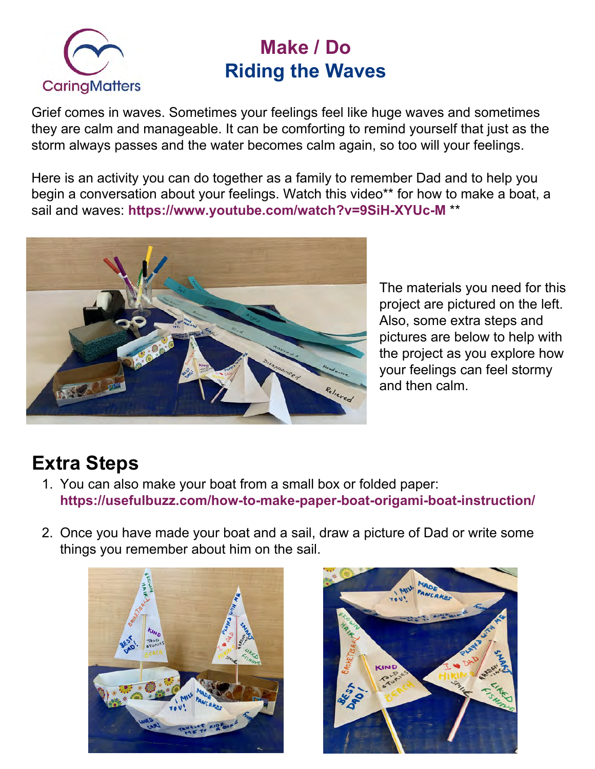# Make / Do
# Riding the Waves

Grief comes in waves. Sometimes your feelings feel like huge waves and sometimes they are calm and manageable. It can be comforting to remind yourself that just as the storm always passes and the water becomes calm again, so too will your feelings.

Here is an activity you can do together as a family to remember Dad and to help you begin a conversation about your feelings. Watch this video** for how to make a boat, a sail and waves: **https://www.youtube.com/watch?v=9SiH-XYUc-M** **

The materials you need for this project are pictured on the left. Also, some extra steps and pictures are below to help with the project as you explore how your feelings can feel stormy and then calm.

## Extra Steps

1. You can also make your boat from a small box or folded paper: **https://usefulbuzz.com/how-to-make-paper-boat-origami-boat-instruction/**
2. Once you have made your boat and a sail, draw a picture of Dad or write some things you remember about him on the sail.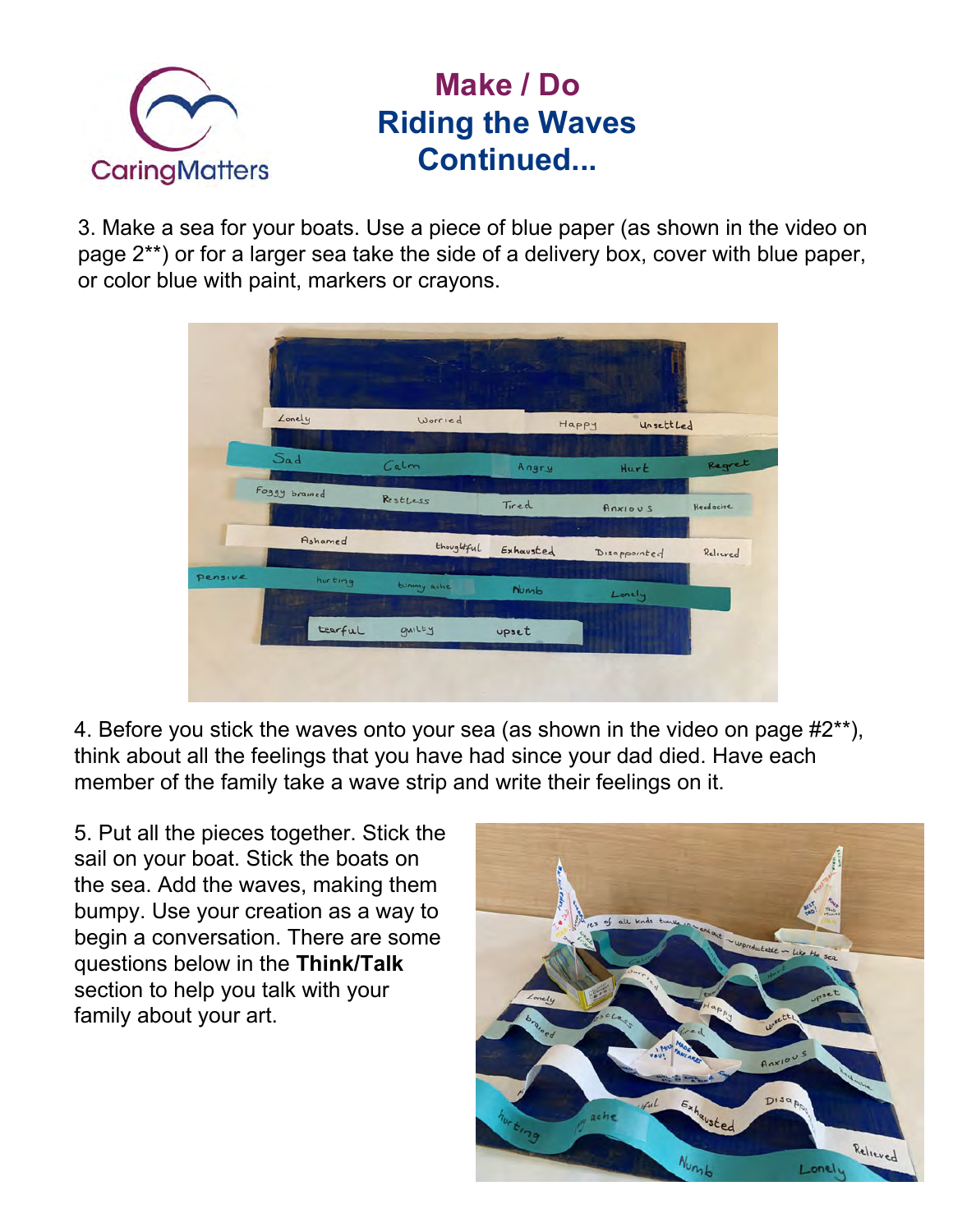# Make / Do
# Riding the Waves Continued...

3. Make a sea for your boats. Use a piece of blue paper (as shown in the video on page 2**) or for a larger sea take the side of a delivery box, cover with blue paper, or color blue with paint, markers or crayons.

4. Before you stick the waves onto your sea (as shown in the video on page #2**), think about all the feelings that you have had since your dad died. Have each member of the family take a wave strip and write their feelings on it.

5. Put all the pieces together. Stick the sail on your boat. Stick the boats on the sea. Add the waves, making them bumpy. Use your creation as a way to begin a conversation. There are some questions below in the **Think/Talk** section to help you talk with your family about your art.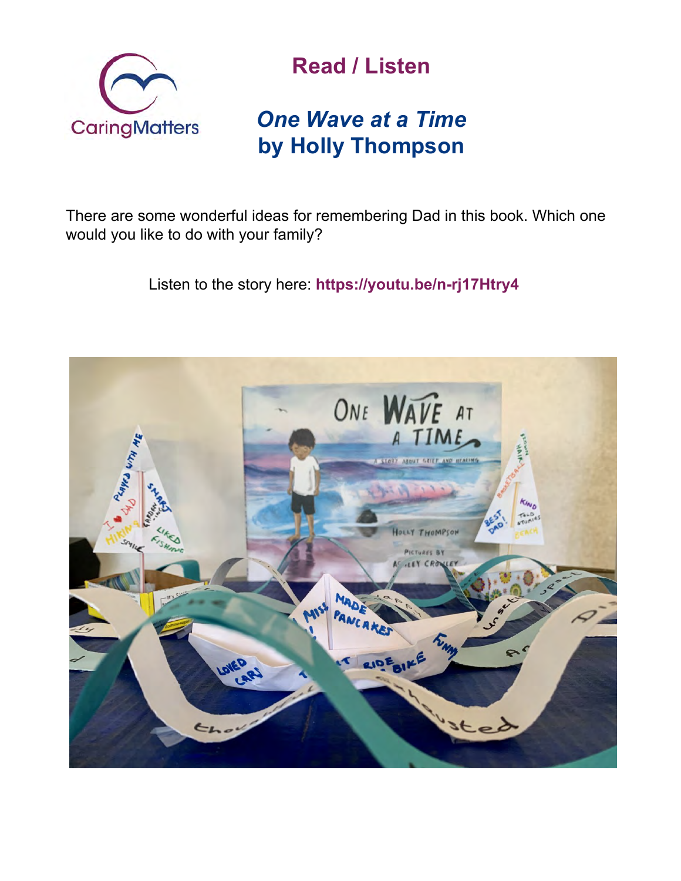# Read / Listen

## *One Wave at a Time* by Holly Thompson

There are some wonderful ideas for remembering Dad in this book. Which one would you like to do with your family?

Listen to the story here: **https://youtu.be/n-rj17Htry4**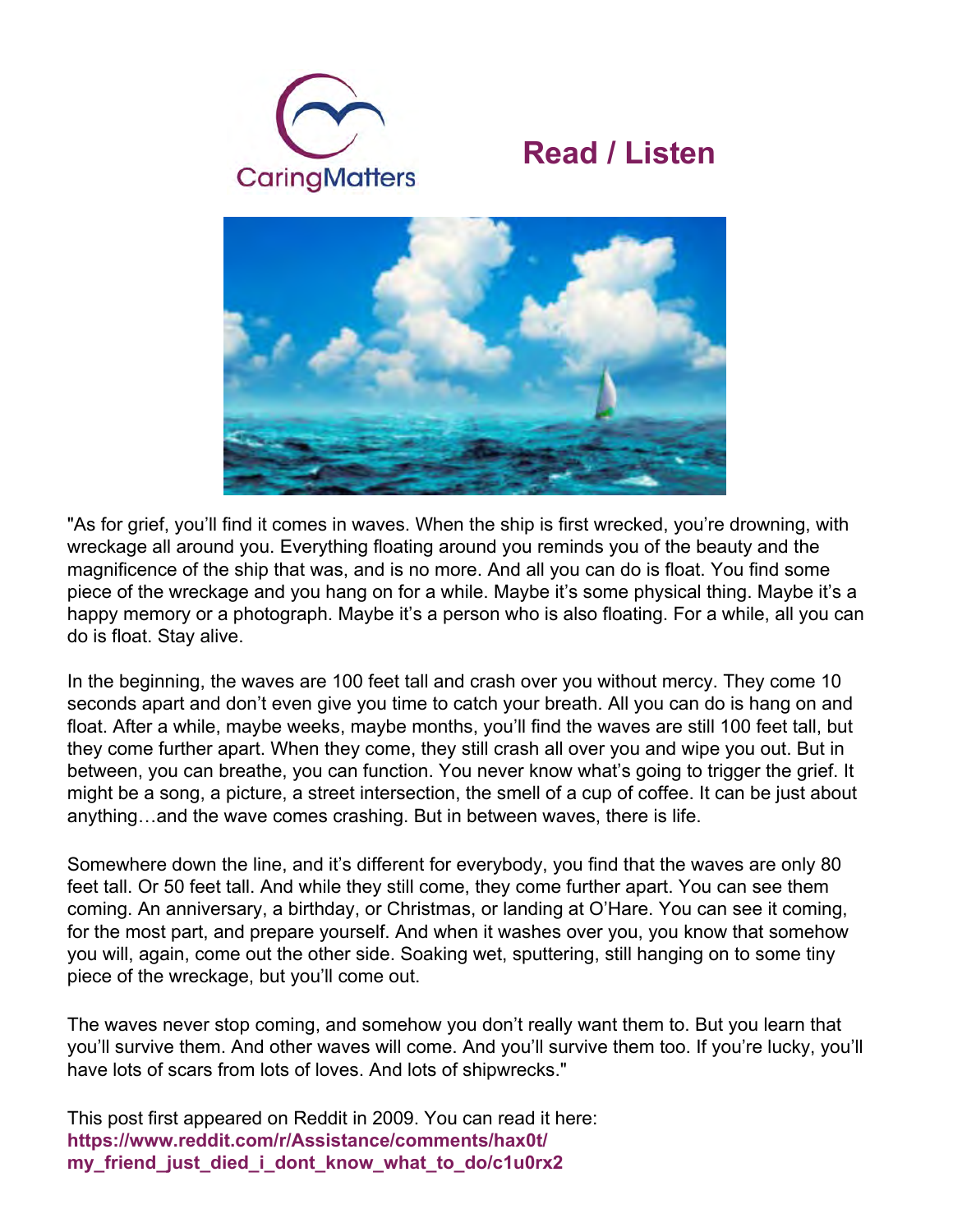CaringMatters

# Read / Listen

"As for grief, you'll find it comes in waves. When the ship is first wrecked, you're drowning, with wreckage all around you. Everything floating around you reminds you of the beauty and the magnificence of the ship that was, and is no more. And all you can do is float. You find some piece of the wreckage and you hang on for a while. Maybe it's some physical thing. Maybe it's a happy memory or a photograph. Maybe it's a person who is also floating. For a while, all you can do is float. Stay alive.

In the beginning, the waves are 100 feet tall and crash over you without mercy. They come 10 seconds apart and don't even give you time to catch your breath. All you can do is hang on and float. After a while, maybe weeks, maybe months, you'll find the waves are still 100 feet tall, but they come further apart. When they come, they still crash all over you and wipe you out. But in between, you can breathe, you can function. You never know what's going to trigger the grief. It might be a song, a picture, a street intersection, the smell of a cup of coffee. It can be just about anything…and the wave comes crashing. But in between waves, there is life.

Somewhere down the line, and it's different for everybody, you find that the waves are only 80 feet tall. Or 50 feet tall. And while they still come, they come further apart. You can see them coming. An anniversary, a birthday, or Christmas, or landing at O'Hare. You can see it coming, for the most part, and prepare yourself. And when it washes over you, you know that somehow you will, again, come out the other side. Soaking wet, sputtering, still hanging on to some tiny piece of the wreckage, but you'll come out.

The waves never stop coming, and somehow you don't really want them to. But you learn that you'll survive them. And other waves will come. And you'll survive them too. If you're lucky, you'll have lots of scars from lots of loves. And lots of shipwrecks."

This post first appeared on Reddit in 2009. You can read it here:
**https://www.reddit.com/r/Assistance/comments/hax0t/my_friend_just_died_i_dont_know_what_to_do/c1u0rx2**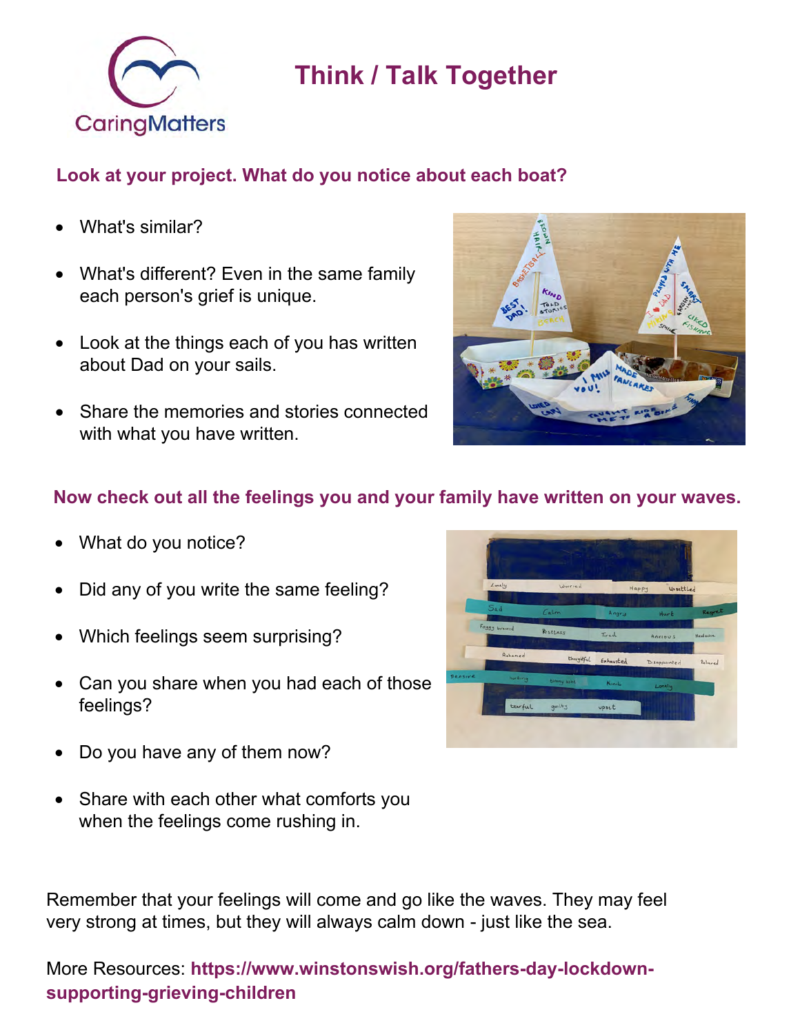CaringMatters

# Think / Talk Together

**Look at your project. What do you notice about each boat?**

- What's similar?
- What's different? Even in the same family each person's grief is unique.
- Look at the things each of you has written about Dad on your sails.
- Share the memories and stories connected with what you have written.

**Now check out all the feelings you and your family have written on your waves.**

- What do you notice?
- Did any of you write the same feeling?
- Which feelings seem surprising?
- Can you share when you had each of those feelings?
- Do you have any of them now?
- Share with each other what comforts you when the feelings come rushing in.

Remember that your feelings will come and go like the waves. They may feel very strong at times, but they will always calm down - just like the sea.

More Resources: **https://www.winstonswish.org/fathers-day-lockdown-supporting-grieving-children**